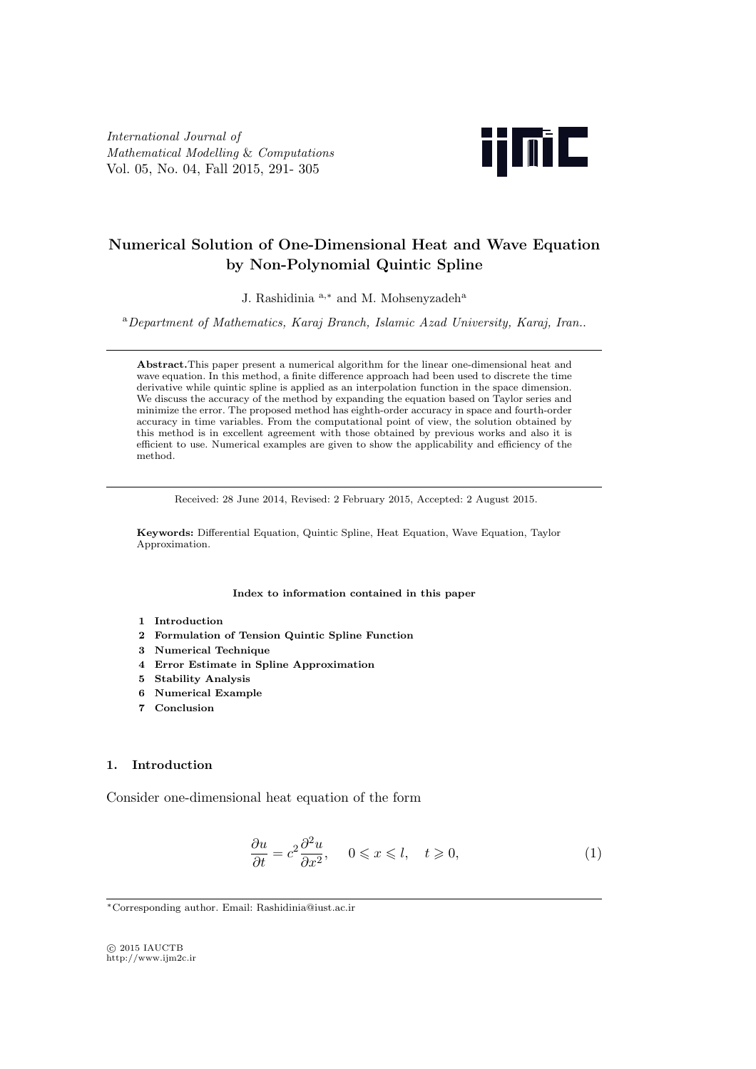# Numerical Solution of One-Dimensional Heat and Wave Equation by Non-Polynomial Quintic Spline

J. Rashidinia [a,*] and M. Mohsenyzadeh[a]

[a] *Department of Mathematics, Karaj Branch, Islamic Azad University, Karaj, Iran..*

---

**Abstract.** This paper present a numerical algorithm for the linear one-dimensional heat and wave equation. In this method, a finite difference approach had been used to discrete the time derivative while quintic spline is applied as an interpolation function in the space dimension. We discuss the accuracy of the method by expanding the equation based on Taylor series and minimize the error. The proposed method has eighth-order accuracy in space and fourth-order accuracy in time variables. From the computational point of view, the solution obtained by this method is in excellent agreement with those obtained by previous works and also it is efficient to use. Numerical examples are given to show the applicability and efficiency of the method.

---

Received: 28 June 2014, Revised: 2 February 2015, Accepted: 2 August 2015.

**Keywords:** Differential Equation, Quintic Spline, Heat Equation, Wave Equation, Taylor Approximation.

**Index to information contained in this paper**

1. **Introduction**
2. **Formulation of Tension Quintic Spline Function**
3. **Numerical Technique**
4. **Error Estimate in Spline Approximation**
5. **Stability Analysis**
6. **Numerical Example**
7. **Conclusion**

## 1. Introduction

Consider one-dimensional heat equation of the form

$$\frac{\partial u}{\partial t} = c^2 \frac{\partial^2 u}{\partial x^2}, \quad 0 \leqslant x \leqslant l, \quad t \geqslant 0, \tag{1}$$

---

*Corresponding author. Email: Rashidinia@iust.ac.ir

© 2015 IAUCTB
http://www.ijm2c.ir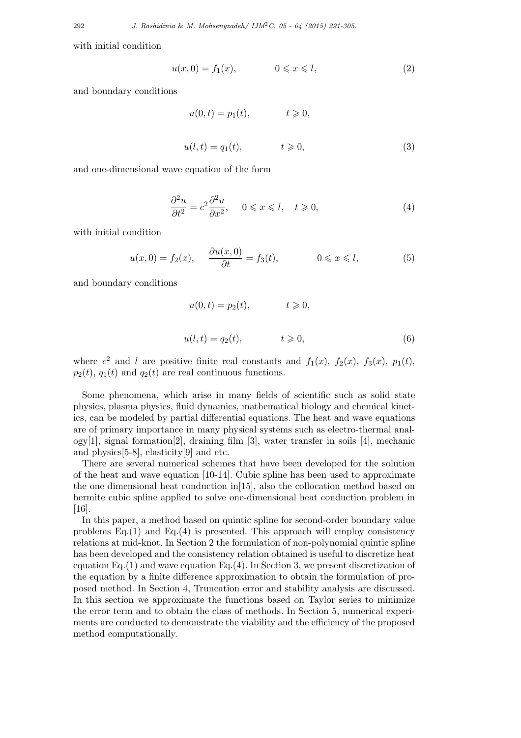with initial condition

$$u(x,0) = f_1(x), \qquad 0 \leqslant x \leqslant l, \tag{2}$$

and boundary conditions

$$u(0,t) = p_1(t), \qquad t \geqslant 0,$$

$$u(l,t) = q_1(t), \qquad t \geqslant 0, \tag{3}$$

and one-dimensional wave equation of the form

$$\frac{\partial^2 u}{\partial t^2} = c^2 \frac{\partial^2 u}{\partial x^2}, \quad 0 \leqslant x \leqslant l, \quad t \geqslant 0, \tag{4}$$

with initial condition

$$u(x,0) = f_2(x), \quad \frac{\partial u(x,0)}{\partial t} = f_3(t), \qquad 0 \leqslant x \leqslant l, \tag{5}$$

and boundary conditions

$$u(0,t) = p_2(t), \qquad t \geqslant 0,$$

$$u(l,t) = q_2(t), \qquad t \geqslant 0, \tag{6}$$

where $c^2$ and $l$ are positive finite real constants and $f_1(x)$, $f_2(x)$, $f_3(x)$, $p_1(t)$, $p_2(t)$, $q_1(t)$ and $q_2(t)$ are real continuous functions.

Some phenomena, which arise in many fields of scientific such as solid state physics, plasma physics, fluid dynamics, mathematical biology and chemical kinetics, can be modeled by partial differential equations. The heat and wave equations are of primary importance in many physical systems such as electro-thermal analogy[1], signal formation[2], draining film [3], water transfer in soils [4], mechanic and physics[5-8], elasticity[9] and etc.

There are several numerical schemes that have been developed for the solution of the heat and wave equation [10-14]. Cubic spline has been used to approximate the one dimensional heat conduction in[15], also the collocation method based on hermite cubic spline applied to solve one-dimensional heat conduction problem in [16].

In this paper, a method based on quintic spline for second-order boundary value problems Eq.(1) and Eq.(4) is presented. This approach will employ consistency relations at mid-knot. In Section 2 the formulation of non-polynomial quintic spline has been developed and the consistency relation obtained is useful to discretize heat equation Eq.(1) and wave equation Eq.(4). In Section 3, we present discretization of the equation by a finite difference approximation to obtain the formulation of proposed method. In Section 4, Truncation error and stability analysis are discussed. In this section we approximate the functions based on Taylor series to minimize the error term and to obtain the class of methods. In Section 5, numerical experiments are conducted to demonstrate the viability and the efficiency of the proposed method computationally.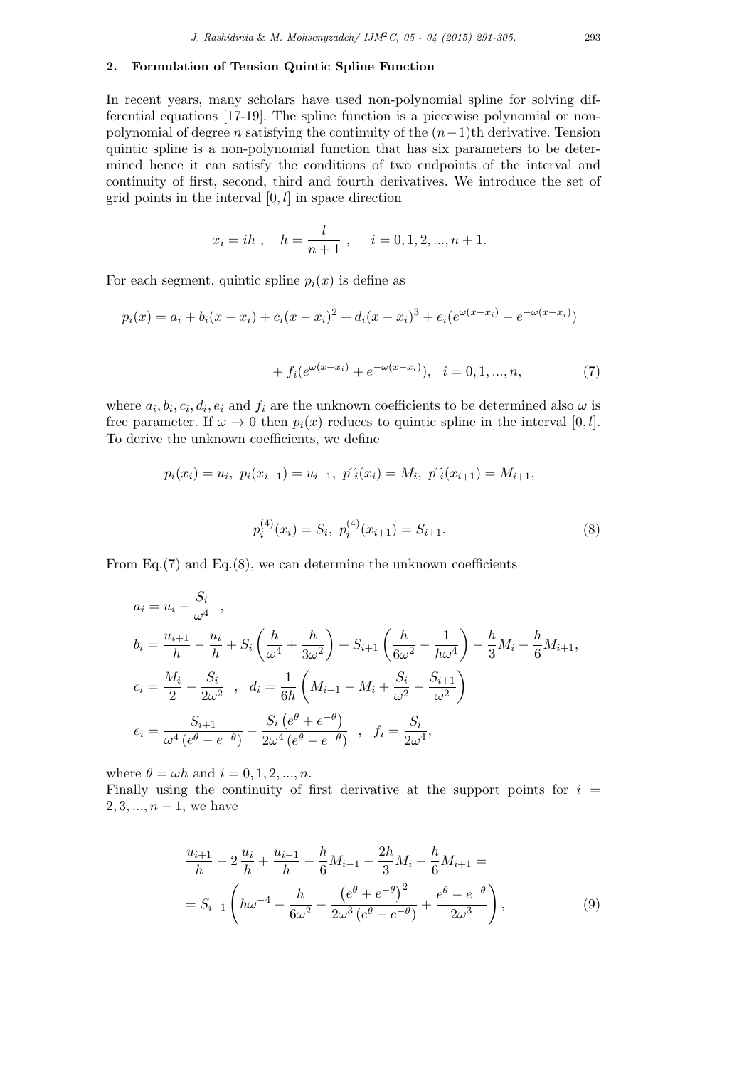## 2. Formulation of Tension Quintic Spline Function

In recent years, many scholars have used non-polynomial spline for solving differential equations [17-19]. The spline function is a piecewise polynomial or non-polynomial of degree $n$ satisfying the continuity of the $(n-1)$th derivative. Tension quintic spline is a non-polynomial function that has six parameters to be determined hence it can satisfy the conditions of two endpoints of the interval and continuity of first, second, third and fourth derivatives. We introduce the set of grid points in the interval $[0, l]$ in space direction

$$x_i = ih \ , \quad h = \frac{l}{n+1} \ , \qquad i = 0, 1, 2, ..., n+1.$$

For each segment, quintic spline $p_i(x)$ is define as

$$p_i(x) = a_i + b_i(x - x_i) + c_i(x - x_i)^2 + d_i(x - x_i)^3 + e_i(e^{\omega(x-x_i)} - e^{-\omega(x-x_i)})$$

$$+ f_i(e^{\omega(x-x_i)} + e^{-\omega(x-x_i)}), \quad i = 0, 1, ..., n, \tag{7}$$

where $a_i, b_i, c_i, d_i, e_i$ and $f_i$ are the unknown coefficients to be determined also $\omega$ is free parameter. If $\omega \to 0$ then $p_i(x)$ reduces to quintic spline in the interval $[0, l]$. To derive the unknown coefficients, we define

$$p_i(x_i) = u_i, \ p_i(x_{i+1}) = u_{i+1}, \ p''_i(x_i) = M_i, \ p''_i(x_{i+1}) = M_{i+1},$$

$$p_i^{(4)}(x_i) = S_i, \ p_i^{(4)}(x_{i+1}) = S_{i+1}. \tag{8}$$

From Eq.(7) and Eq.(8), we can determine the unknown coefficients

$$
\begin{aligned}
&a_i = u_i - \frac{S_i}{\omega^4} \ , \\
&b_i = \frac{u_{i+1}}{h} - \frac{u_i}{h} + S_i\left(\frac{h}{\omega^4} + \frac{h}{3\omega^2}\right) + S_{i+1}\left(\frac{h}{6\omega^2} - \frac{1}{h\omega^4}\right) - \frac{h}{3}M_i - \frac{h}{6}M_{i+1}, \\
&c_i = \frac{M_i}{2} - \frac{S_i}{2\omega^2} \ , \quad d_i = \frac{1}{6h}\left(M_{i+1} - M_i + \frac{S_i}{\omega^2} - \frac{S_{i+1}}{\omega^2}\right) \\
&e_i = \frac{S_{i+1}}{\omega^4\left(e^{\theta} - e^{-\theta}\right)} - \frac{S_i\left(e^{\theta} + e^{-\theta}\right)}{2\omega^4\left(e^{\theta} - e^{-\theta}\right)} \ , \quad f_i = \frac{S_i}{2\omega^4},
\end{aligned}
$$

where $\theta = \omega h$ and $i = 0, 1, 2, ..., n$.
Finally using the continuity of first derivative at the support points for $i = 2, 3, ..., n-1$, we have

$$
\begin{aligned}
&\frac{u_{i+1}}{h} - 2\frac{u_i}{h} + \frac{u_{i-1}}{h} - \frac{h}{6}M_{i-1} - \frac{2h}{3}M_i - \frac{h}{6}M_{i+1} = \\
&= S_{i-1}\left(h\omega^{-4} - \frac{h}{6\omega^2} - \frac{\left(e^{\theta} + e^{-\theta}\right)^2}{2\omega^3\left(e^{\theta} - e^{-\theta}\right)} + \frac{e^{\theta} - e^{-\theta}}{2\omega^3}\right),
\end{aligned} \tag{9}
$$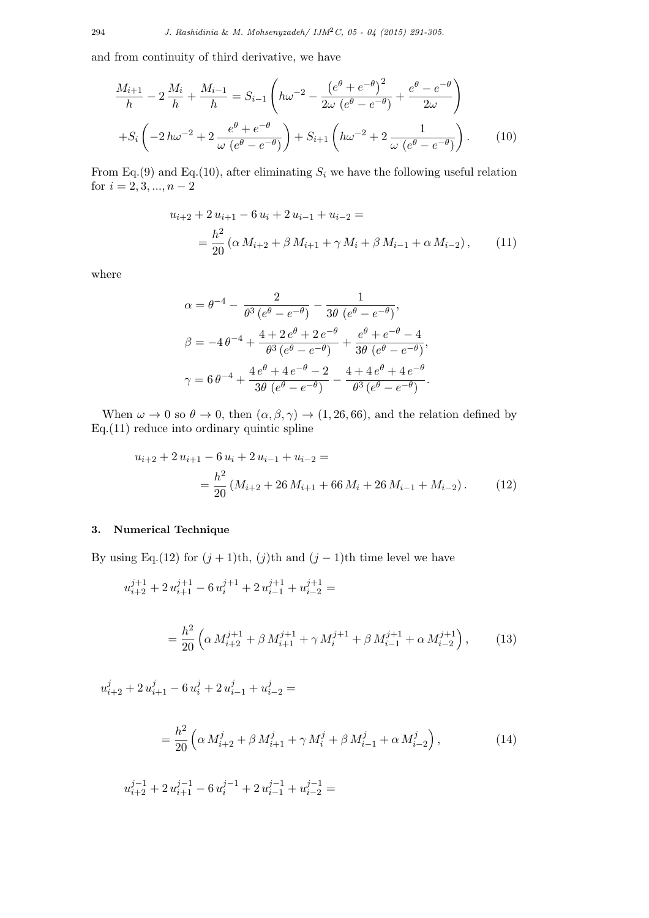and from continuity of third derivative, we have

$$\frac{M_{i+1}}{h} - 2\,\frac{M_i}{h} + \frac{M_{i-1}}{h} = S_{i-1}\left(h\omega^{-2} - \frac{\left(e^{\theta}+e^{-\theta}\right)^2}{2\omega\,\left(e^{\theta}-e^{-\theta}\right)} + \frac{e^{\theta}-e^{-\theta}}{2\omega}\right)$$

$$+S_i\left(-2\,h\omega^{-2} + 2\,\frac{e^{\theta}+e^{-\theta}}{\omega\,\left(e^{\theta}-e^{-\theta}\right)}\right) + S_{i+1}\left(h\omega^{-2} + 2\,\frac{1}{\omega\,\left(e^{\theta}-e^{-\theta}\right)}\right). \qquad (10)$$

From Eq.(9) and Eq.(10), after eliminating $S_i$ we have the following useful relation for $i = 2, 3, ..., n-2$

$$u_{i+2} + 2\,u_{i+1} - 6\,u_i + 2\,u_{i-1} + u_{i-2} =$$
$$= \frac{h^2}{20}\left(\alpha\,M_{i+2} + \beta\,M_{i+1} + \gamma\,M_i + \beta\,M_{i-1} + \alpha\,M_{i-2}\right), \qquad (11)$$

where

$$\alpha = \theta^{-4} - \frac{2}{\theta^3\left(e^{\theta}-e^{-\theta}\right)} - \frac{1}{3\theta\,\left(e^{\theta}-e^{-\theta}\right)},$$

$$\beta = -4\,\theta^{-4} + \frac{4+2\,e^{\theta}+2\,e^{-\theta}}{\theta^3\left(e^{\theta}-e^{-\theta}\right)} + \frac{e^{\theta}+e^{-\theta}-4}{3\theta\,\left(e^{\theta}-e^{-\theta}\right)},$$

$$\gamma = 6\,\theta^{-4} + \frac{4\,e^{\theta}+4\,e^{-\theta}-2}{3\theta\,\left(e^{\theta}-e^{-\theta}\right)} - \frac{4+4\,e^{\theta}+4\,e^{-\theta}}{\theta^3\left(e^{\theta}-e^{-\theta}\right)}.$$

When $\omega \to 0$ so $\theta \to 0$, then $(\alpha, \beta, \gamma) \to (1, 26, 66)$, and the relation defined by Eq.(11) reduce into ordinary quintic spline

$$u_{i+2} + 2\,u_{i+1} - 6\,u_i + 2\,u_{i-1} + u_{i-2} =$$
$$= \frac{h^2}{20}\left(M_{i+2} + 26\,M_{i+1} + 66\,M_i + 26\,M_{i-1} + M_{i-2}\right). \qquad (12)$$

## 3. Numerical Technique

By using Eq.(12) for $(j+1)$th, $(j)$th and $(j-1)$th time level we have

$$u^{j+1}_{i+2} + 2\,u^{j+1}_{i+1} - 6\,u^{j+1}_i + 2\,u^{j+1}_{i-1} + u^{j+1}_{i-2} =$$

$$= \frac{h^2}{20}\left(\alpha\,M^{j+1}_{i+2} + \beta\,M^{j+1}_{i+1} + \gamma\,M^{j+1}_i + \beta\,M^{j+1}_{i-1} + \alpha\,M^{j+1}_{i-2}\right), \qquad (13)$$

$$u^{j}_{i+2} + 2\,u^{j}_{i+1} - 6\,u^{j}_i + 2\,u^{j}_{i-1} + u^{j}_{i-2} =$$

$$= \frac{h^2}{20}\left(\alpha\,M^{j}_{i+2} + \beta\,M^{j}_{i+1} + \gamma\,M^{j}_i + \beta\,M^{j}_{i-1} + \alpha\,M^{j}_{i-2}\right), \qquad (14)$$

$$u^{j-1}_{i+2} + 2\,u^{j-1}_{i+1} - 6\,u^{j-1}_i + 2\,u^{j-1}_{i-1} + u^{j-1}_{i-2} =$$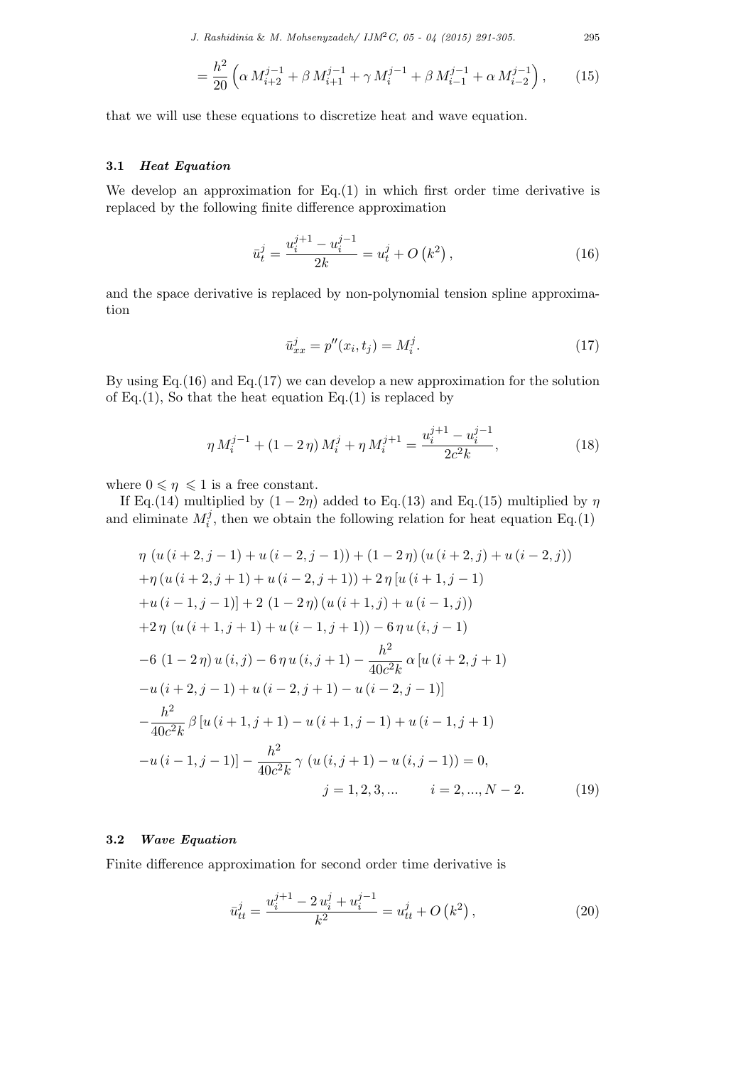$$
= \frac{h^2}{20}\left(\alpha\, M_{i+2}^{j-1} + \beta\, M_{i+1}^{j-1} + \gamma\, M_{i}^{j-1} + \beta\, M_{i-1}^{j-1} + \alpha\, M_{i-2}^{j-1}\right), \qquad (15)
$$

that we will use these equations to discretize heat and wave equation.

### 3.1 *Heat Equation*

We develop an approximation for Eq.(1) in which first order time derivative is replaced by the following finite difference approximation

$$
\bar{u}_t^j = \frac{u_i^{j+1} - u_i^{j-1}}{2k} = u_t^j + O\left(k^2\right), \qquad (16)
$$

and the space derivative is replaced by non-polynomial tension spline approximation

$$
\bar{u}_{xx}^j = p''(x_i, t_j) = M_i^j. \qquad (17)
$$

By using Eq.(16) and Eq.(17) we can develop a new approximation for the solution of Eq.(1), So that the heat equation Eq.(1) is replaced by

$$
\eta\, M_i^{j-1} + (1 - 2\,\eta)\, M_i^j + \eta\, M_i^{j+1} = \frac{u_i^{j+1} - u_i^{j-1}}{2c^2 k}, \qquad (18)
$$

where $0 \leqslant \eta \leqslant 1$ is a free constant.

If Eq.(14) multiplied by $(1 - 2\eta)$ added to Eq.(13) and Eq.(15) multiplied by $\eta$ and eliminate $M_i^j$, then we obtain the following relation for heat equation Eq.(1)

$$
\begin{aligned}
&\eta\, \left(u\left(i+2, j-1\right) + u\left(i-2, j-1\right)\right) + \left(1 - 2\,\eta\right)\left(u\left(i+2, j\right) + u\left(i-2, j\right)\right) \\
&+\eta\left(u\left(i+2, j+1\right) + u\left(i-2, j+1\right)\right) + 2\,\eta\left[u\left(i+1, j-1\right)\right. \\
&\left.+u\left(i-1, j-1\right)\right] + 2\,\left(1 - 2\,\eta\right)\left(u\left(i+1, j\right) + u\left(i-1, j\right)\right) \\
&+2\,\eta\,\left(u\left(i+1, j+1\right) + u\left(i-1, j+1\right)\right) - 6\,\eta\, u\left(i, j-1\right) \\
&-6\,\left(1 - 2\,\eta\right) u\left(i, j\right) - 6\,\eta\, u\left(i, j+1\right) - \frac{h^2}{40c^2 k}\,\alpha\left[u\left(i+2, j+1\right)\right. \\
&\left.-u\left(i+2, j-1\right) + u\left(i-2, j+1\right) - u\left(i-2, j-1\right)\right] \\
&-\frac{h^2}{40c^2 k}\,\beta\left[u\left(i+1, j+1\right) - u\left(i+1, j-1\right) + u\left(i-1, j+1\right)\right. \\
&\left.-u\left(i-1, j-1\right)\right] - \frac{h^2}{40c^2 k}\,\gamma\,\left(u\left(i, j+1\right) - u\left(i, j-1\right)\right) = 0, \\
&\qquad\qquad\qquad\qquad j = 1, 2, 3, ... \qquad i = 2, ..., N-2.
\end{aligned} \qquad (19)
$$

### 3.2 *Wave Equation*

Finite difference approximation for second order time derivative is

$$
\bar{u}_{tt}^j = \frac{u_i^{j+1} - 2\,u_i^j + u_i^{j-1}}{k^2} = u_{tt}^j + O\left(k^2\right), \qquad (20)
$$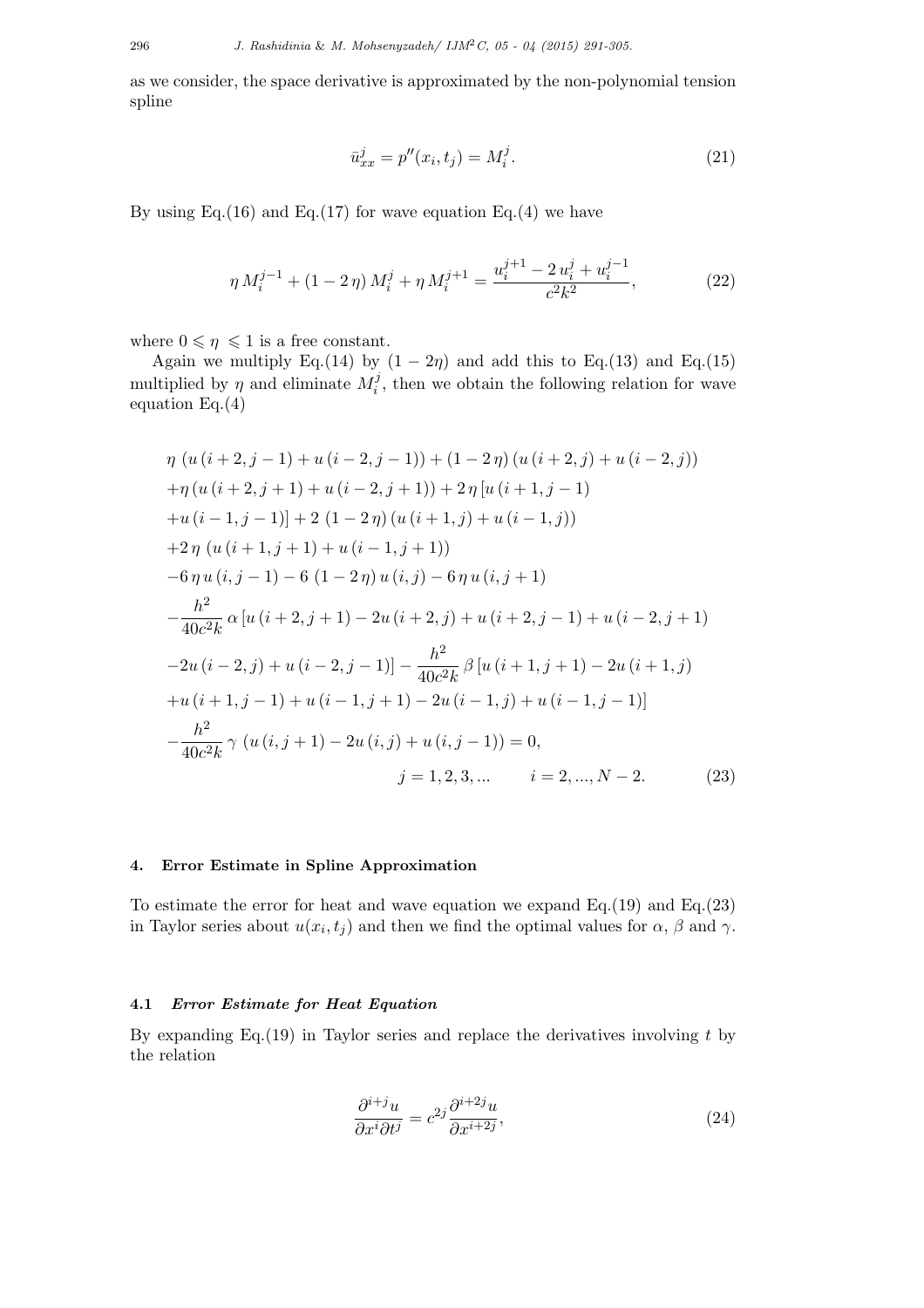as we consider, the space derivative is approximated by the non-polynomial tension spline

$$\bar{u}_{xx}^{j} = p''(x_i, t_j) = M_i^j. \tag{21}$$

By using Eq.(16) and Eq.(17) for wave equation Eq.(4) we have

$$\eta\, M_i^{j-1} + (1-2\,\eta)\, M_i^j + \eta\, M_i^{j+1} = \frac{u_i^{j+1} - 2\, u_i^j + u_i^{j-1}}{c^2 k^2}, \tag{22}$$

where $0 \leqslant \eta \leqslant 1$ is a free constant.

Again we multiply Eq.(14) by $(1-2\eta)$ and add this to Eq.(13) and Eq.(15) multiplied by $\eta$ and eliminate $M_i^j$, then we obtain the following relation for wave equation Eq.(4)

$$\begin{aligned}
&\eta\, \left(u\,(i+2,j-1) + u\,(i-2,j-1)\right) + (1-2\,\eta)\,(u\,(i+2,j) + u\,(i-2,j)) \\
&+\eta\,(u\,(i+2,j+1) + u\,(i-2,j+1)) + 2\,\eta\,[u\,(i+1,j-1) \\
&+u\,(i-1,j-1)] + 2\,(1-2\,\eta)\,(u\,(i+1,j) + u\,(i-1,j)) \\
&+2\,\eta\,\left(u\,(i+1,j+1) + u\,(i-1,j+1)\right) \\
&-6\,\eta\, u\,(i,j-1) - 6\,(1-2\,\eta)\, u\,(i,j) - 6\,\eta\, u\,(i,j+1) \\
&-\frac{h^2}{40c^2k}\,\alpha\,[u\,(i+2,j+1) - 2u\,(i+2,j) + u\,(i+2,j-1) + u\,(i-2,j+1) \\
&-2u\,(i-2,j) + u\,(i-2,j-1)] - \frac{h^2}{40c^2k}\,\beta\,[u\,(i+1,j+1) - 2u\,(i+1,j) \\
&+u\,(i+1,j-1) + u\,(i-1,j+1) - 2u\,(i-1,j) + u\,(i-1,j-1)] \\
&-\frac{h^2}{40c^2k}\,\gamma\,\left(u\,(i,j+1) - 2u\,(i,j) + u\,(i,j-1)\right) = 0, \\
&\qquad\qquad\qquad\qquad j = 1,2,3,... \qquad i = 2,...,N-2.
\end{aligned} \tag{23}$$

## 4. Error Estimate in Spline Approximation

To estimate the error for heat and wave equation we expand Eq.(19) and Eq.(23) in Taylor series about $u(x_i, t_j)$ and then we find the optimal values for $\alpha$, $\beta$ and $\gamma$.

### 4.1 *Error Estimate for Heat Equation*

By expanding Eq.(19) in Taylor series and replace the derivatives involving $t$ by the relation

$$\frac{\partial^{i+j} u}{\partial x^i \partial t^j} = c^{2j} \frac{\partial^{i+2j} u}{\partial x^{i+2j}}, \tag{24}$$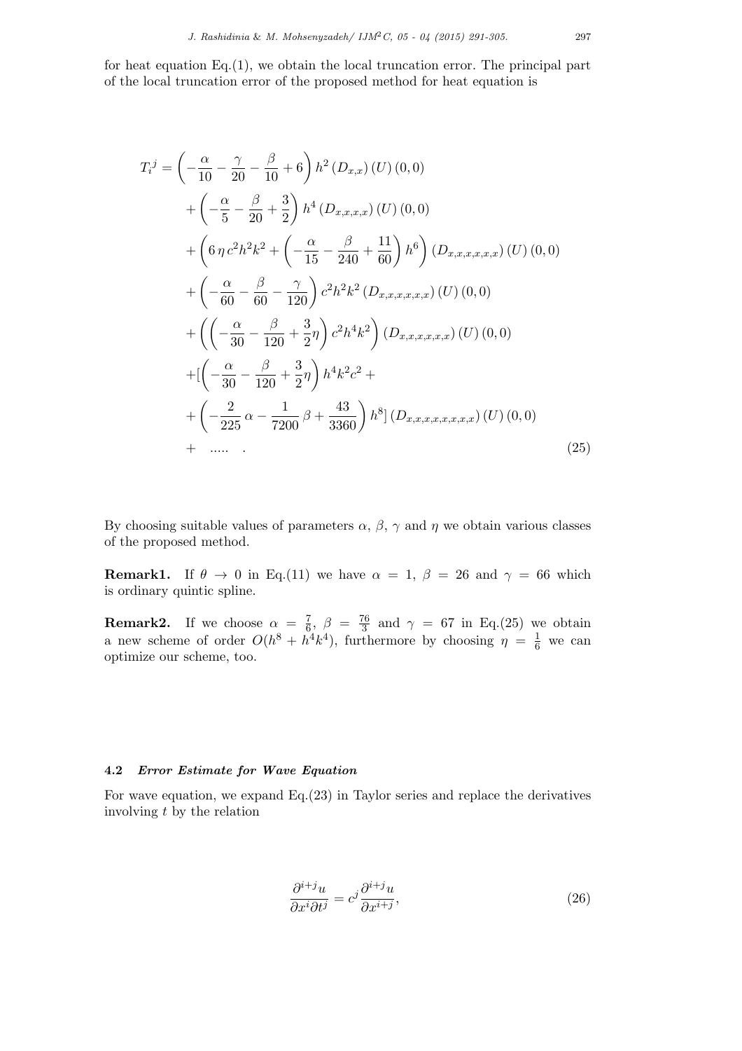for heat equation Eq.(1), we obtain the local truncation error. The principal part of the local truncation error of the proposed method for heat equation is

$$
\begin{aligned}
T_i^j =& \left(-\frac{\alpha}{10} - \frac{\gamma}{20} - \frac{\beta}{10} + 6\right) h^2 \left(D_{x,x}\right)(U)(0,0) \\
&+ \left(-\frac{\alpha}{5} - \frac{\beta}{20} + \frac{3}{2}\right) h^4 \left(D_{x,x,x,x}\right)(U)(0,0) \\
&+ \left(6\,\eta\, c^2 h^2 k^2 + \left(-\frac{\alpha}{15} - \frac{\beta}{240} + \frac{11}{60}\right) h^6\right) \left(D_{x,x,x,x,x,x}\right)(U)(0,0) \\
&+ \left(-\frac{\alpha}{60} - \frac{\beta}{60} - \frac{\gamma}{120}\right) c^2 h^2 k^2 \left(D_{x,x,x,x,x,x}\right)(U)(0,0) \\
&+ \left(\left(-\frac{\alpha}{30} - \frac{\beta}{120} + \frac{3}{2}\eta\right) c^2 h^4 k^2\right) \left(D_{x,x,x,x,x,x}\right)(U)(0,0) \\
&+ [\left(-\frac{\alpha}{30} - \frac{\beta}{120} + \frac{3}{2}\eta\right) h^4 k^2 c^2 + \\
&+ \left(-\frac{2}{225}\,\alpha - \frac{1}{7200}\,\beta + \frac{43}{3360}\right) h^8] \left(D_{x,x,x,x,x,x,x,x}\right)(U)(0,0) \\
&+ \quad ..... \quad .
\end{aligned}
\tag{25}
$$

By choosing suitable values of parameters $\alpha$, $\beta$, $\gamma$ and $\eta$ we obtain various classes of the proposed method.

**Remark1.** If $\theta \to 0$ in Eq.(11) we have $\alpha = 1$, $\beta = 26$ and $\gamma = 66$ which is ordinary quintic spline.

**Remark2.** If we choose $\alpha = \frac{7}{6}$, $\beta = \frac{76}{3}$ and $\gamma = 67$ in Eq.(25) we obtain a new scheme of order $O(h^8 + h^4k^4)$, furthermore by choosing $\eta = \frac{1}{6}$ we can optimize our scheme, too.

### 4.2 *Error Estimate for Wave Equation*

For wave equation, we expand Eq.(23) in Taylor series and replace the derivatives involving $t$ by the relation

$$
\frac{\partial^{i+j} u}{\partial x^i \partial t^j} = c^j \frac{\partial^{i+j} u}{\partial x^{i+j}},
\tag{26}
$$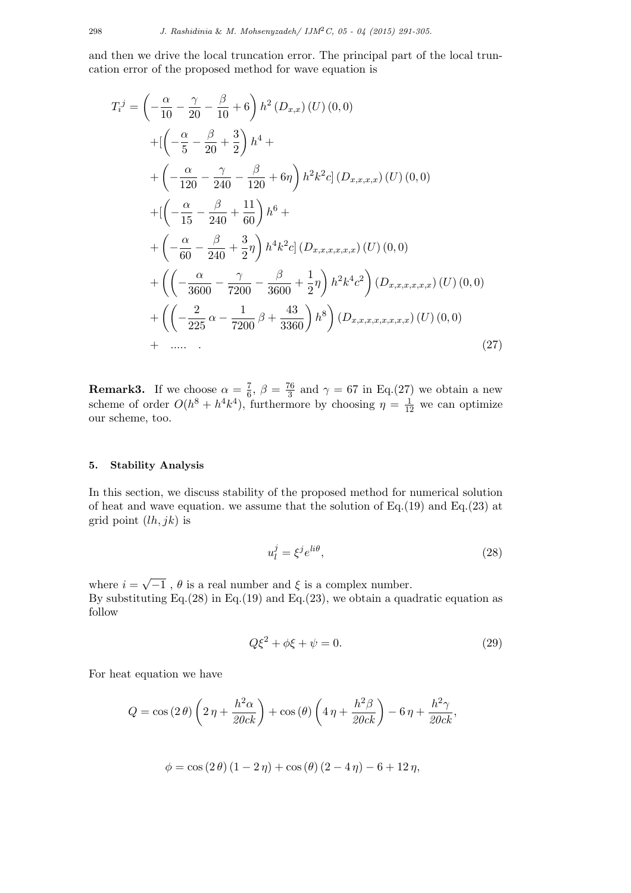and then we drive the local truncation error. The principal part of the local truncation error of the proposed method for wave equation is

$$
\begin{aligned}
T_i^j = & \left(-\frac{\alpha}{10} - \frac{\gamma}{20} - \frac{\beta}{10} + 6\right) h^2 \left(D_{x,x}\right)(U)(0,0) \\
& + [\left(-\frac{\alpha}{5} - \frac{\beta}{20} + \frac{3}{2}\right) h^4 + \\
& + \left(-\frac{\alpha}{120} - \frac{\gamma}{240} - \frac{\beta}{120} + 6\eta\right) h^2 k^2 c] \left(D_{x,x,x,x}\right)(U)(0,0) \\
& + [\left(-\frac{\alpha}{15} - \frac{\beta}{240} + \frac{11}{60}\right) h^6 + \\
& + \left(-\frac{\alpha}{60} - \frac{\beta}{240} + \frac{3}{2}\eta\right) h^4 k^2 c] \left(D_{x,x,x,x,x,x}\right)(U)(0,0) \\
& + \left(\left(-\frac{\alpha}{3600} - \frac{\gamma}{7200} - \frac{\beta}{3600} + \frac{1}{2}\eta\right) h^2 k^4 c^2\right) \left(D_{x,x,x,x,x,x}\right)(U)(0,0) \\
& + \left(\left(-\frac{2}{225}\alpha - \frac{1}{7200}\beta + \frac{43}{3360}\right) h^8\right) \left(D_{x,x,x,x,x,x,x,x}\right)(U)(0,0) \\
& + \quad \ldots\ldots \quad . \qquad (27)
\end{aligned}
$$

**Remark3.** If we choose $\alpha = \frac{7}{6}$, $\beta = \frac{76}{3}$ and $\gamma = 67$ in Eq.(27) we obtain a new scheme of order $O(h^8 + h^4k^4)$, furthermore by choosing $\eta = \frac{1}{12}$ we can optimize our scheme, too.

## 5. Stability Analysis

In this section, we discuss stability of the proposed method for numerical solution of heat and wave equation. we assume that the solution of Eq.(19) and Eq.(23) at grid point $(lh, jk)$ is

$$u_l^j = \xi^j e^{li\theta}, \qquad (28)$$

where $i = \sqrt{-1}$ , $\theta$ is a real number and $\xi$ is a complex number.
By substituting Eq.(28) in Eq.(19) and Eq.(23), we obtain a quadratic equation as follow

$$Q\xi^2 + \phi\xi + \psi = 0. \qquad (29)$$

For heat equation we have

$$Q = \cos(2\theta)\left(2\eta + \frac{h^2\alpha}{20ck}\right) + \cos(\theta)\left(4\eta + \frac{h^2\beta}{20ck}\right) - 6\eta + \frac{h^2\gamma}{20ck},$$

$$\phi = \cos(2\theta)(1 - 2\eta) + \cos(\theta)(2 - 4\eta) - 6 + 12\eta,$$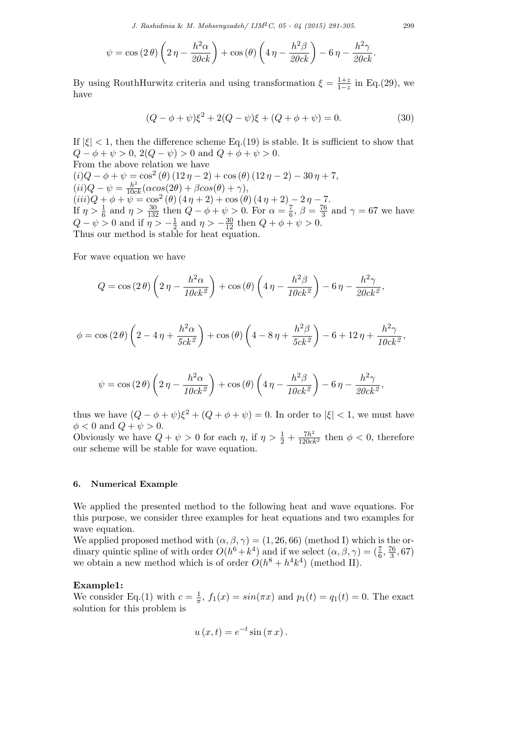$$\psi = \cos(2\theta)\left(2\eta - \frac{h^2\alpha}{20ck}\right) + \cos(\theta)\left(4\eta - \frac{h^2\beta}{20ck}\right) - 6\eta - \frac{h^2\gamma}{20ck}.$$

By using RouthHurwitz criteria and using transformation $\xi = \frac{1+z}{1-z}$ in Eq.(29), we have

$$(Q - \phi + \psi)\xi^2 + 2(Q - \psi)\xi + (Q + \phi + \psi) = 0. \tag{30}$$

If $|\xi| < 1$, then the difference scheme Eq.(19) is stable. It is sufficient to show that $Q - \phi + \psi > 0$, $2(Q - \psi) > 0$ and $Q + \phi + \psi > 0$.
From the above relation we have
$(i) Q - \phi + \psi = \cos^2(\theta)(12\eta - 2) + \cos(\theta)(12\eta - 2) - 30\eta + 7$,
$(ii) Q - \psi = \frac{h^2}{10ck}(\alpha cos(2\theta) + \beta cos(\theta) + \gamma)$,
$(iii) Q + \phi + \psi = \cos^2(\theta)(4\eta + 2) + \cos(\theta)(4\eta + 2) - 2\eta - 7$.
If $\eta > \frac{1}{6}$ and $\eta > \frac{30}{132}$ then $Q - \phi + \psi > 0$. For $\alpha = \frac{7}{6}$, $\beta = \frac{76}{3}$ and $\gamma = 67$ we have $Q - \psi > 0$ and if $\eta > -\frac{1}{2}$ and $\eta > -\frac{30}{12}$ then $Q + \phi + \psi > 0$.
Thus our method is stable for heat equation.

For wave equation we have

$$Q = \cos(2\theta)\left(2\eta - \frac{h^2\alpha}{10ck^2}\right) + \cos(\theta)\left(4\eta - \frac{h^2\beta}{10ck^2}\right) - 6\eta - \frac{h^2\gamma}{20ck^2},$$

$$\phi = \cos(2\theta)\left(2 - 4\eta + \frac{h^2\alpha}{5ck^2}\right) + \cos(\theta)\left(4 - 8\eta + \frac{h^2\beta}{5ck^2}\right) - 6 + 12\eta + \frac{h^2\gamma}{10ck^2},$$

$$\psi = \cos(2\theta)\left(2\eta - \frac{h^2\alpha}{10ck^2}\right) + \cos(\theta)\left(4\eta - \frac{h^2\beta}{10ck^2}\right) - 6\eta - \frac{h^2\gamma}{20ck^2},$$

thus we have $(Q - \phi + \psi)\xi^2 + (Q + \phi + \psi) = 0$. In order to $|\xi| < 1$, we must have $\phi < 0$ and $Q + \psi > 0$.
Obviously we have $Q + \psi > 0$ for each $\eta$, if $\eta > \frac{1}{2} + \frac{7h^2}{120ck^2}$ then $\phi < 0$, therefore our scheme will be stable for wave equation.

## 6. Numerical Example

We applied the presented method to the following heat and wave equations. For this purpose, we consider three examples for heat equations and two examples for wave equation.
We applied proposed method with $(\alpha, \beta, \gamma) = (1, 26, 66)$ (method I) which is the ordinary quintic spline of with order $O(h^6 + k^4)$ and if we select $(\alpha, \beta, \gamma) = (\frac{7}{6}, \frac{76}{3}, 67)$ we obtain a new method which is of order $O(h^8 + h^4k^4)$ (method II).

### Example1:

We consider Eq.(1) with $c = \frac{1}{\pi}$, $f_1(x) = sin(\pi x)$ and $p_1(t) = q_1(t) = 0$. The exact solution for this problem is

$$u(x,t) = e^{-t}\sin(\pi x).$$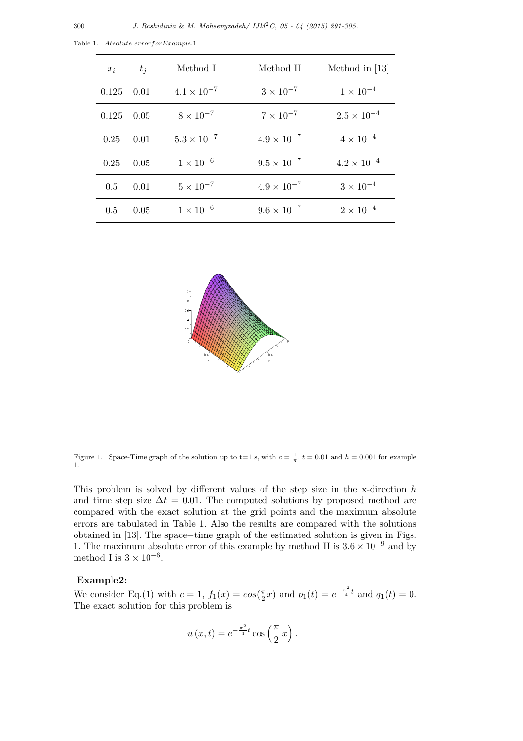Table 1. *Absolute error for Example.1*

| $x_i$ | $t_j$ | Method I | Method II | Method in [13] |
|---|---|---|---|---|
| 0.125 | 0.01 | $4.1 \times 10^{-7}$ | $3 \times 10^{-7}$ | $1 \times 10^{-4}$ |
| 0.125 | 0.05 | $8 \times 10^{-7}$ | $7 \times 10^{-7}$ | $2.5 \times 10^{-4}$ |
| 0.25 | 0.01 | $5.3 \times 10^{-7}$ | $4.9 \times 10^{-7}$ | $4 \times 10^{-4}$ |
| 0.25 | 0.05 | $1 \times 10^{-6}$ | $9.5 \times 10^{-7}$ | $4.2 \times 10^{-4}$ |
| 0.5 | 0.01 | $5 \times 10^{-7}$ | $4.9 \times 10^{-7}$ | $3 \times 10^{-4}$ |
| 0.5 | 0.05 | $1 \times 10^{-6}$ | $9.6 \times 10^{-7}$ | $2 \times 10^{-4}$ |

Figure 1. Space-Time graph of the solution up to t=1 s, with $c = \frac{1}{\pi}$, $t = 0.01$ and $h = 0.001$ for example 1.

This problem is solved by different values of the step size in the x-direction $h$ and time step size $\Delta t = 0.01$. The computed solutions by proposed method are compared with the exact solution at the grid points and the maximum absolute errors are tabulated in Table 1. Also the results are compared with the solutions obtained in [13]. The space−time graph of the estimated solution is given in Figs. 1. The maximum absolute error of this example by method II is $3.6 \times 10^{-9}$ and by method I is $3 \times 10^{-6}$.

**Example2:**

We consider Eq.(1) with $c = 1$, $f_1(x) = cos(\frac{\pi}{2}x)$ and $p_1(t) = e^{-\frac{\pi^2}{4}t}$ and $q_1(t) = 0$. The exact solution for this problem is

$$u(x,t) = e^{-\frac{\pi^2}{4}t} \cos\left(\frac{\pi}{2}x\right).$$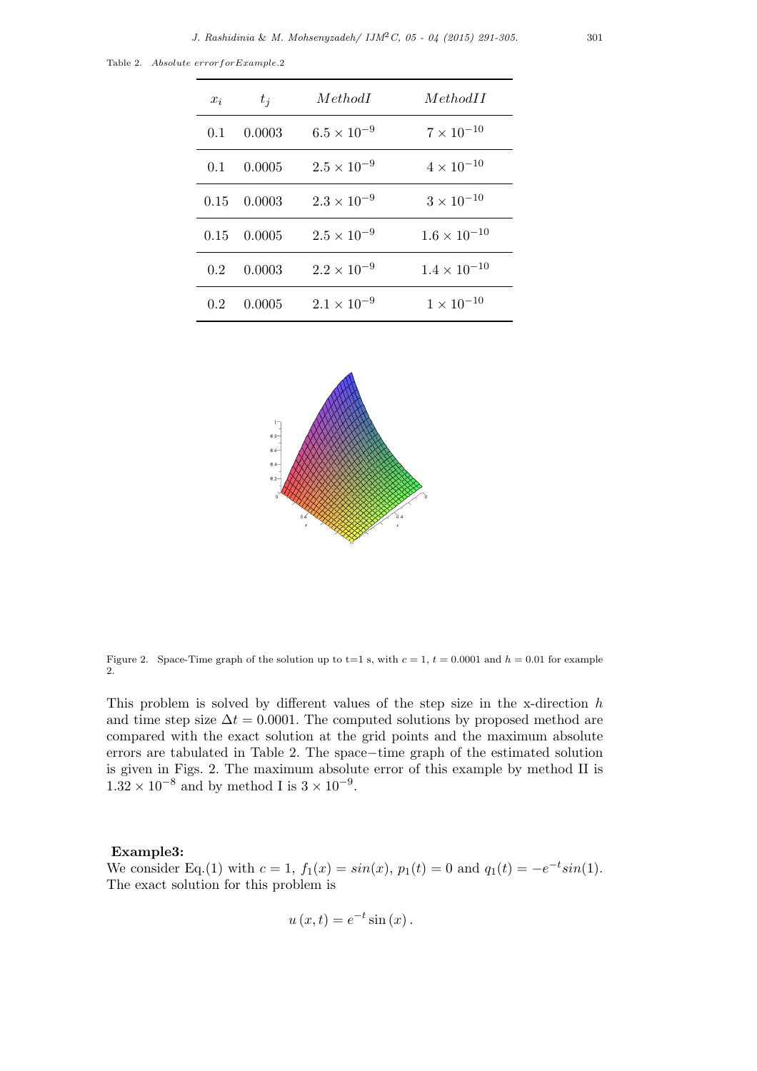Table 2. *Absolute error for Example.2*

| $x_i$ | $t_j$ | $Method I$ | $Method II$ |
|---|---|---|---|
| 0.1 | 0.0003 | $6.5 \times 10^{-9}$ | $7 \times 10^{-10}$ |
| 0.1 | 0.0005 | $2.5 \times 10^{-9}$ | $4 \times 10^{-10}$ |
| 0.15 | 0.0003 | $2.3 \times 10^{-9}$ | $3 \times 10^{-10}$ |
| 0.15 | 0.0005 | $2.5 \times 10^{-9}$ | $1.6 \times 10^{-10}$ |
| 0.2 | 0.0003 | $2.2 \times 10^{-9}$ | $1.4 \times 10^{-10}$ |
| 0.2 | 0.0005 | $2.1 \times 10^{-9}$ | $1 \times 10^{-10}$ |

Figure 2. Space-Time graph of the solution up to t=1 s, with $c = 1$, $t = 0.0001$ and $h = 0.01$ for example 2.

This problem is solved by different values of the step size in the x-direction $h$ and time step size $\Delta t = 0.0001$. The computed solutions by proposed method are compared with the exact solution at the grid points and the maximum absolute errors are tabulated in Table 2. The space−time graph of the estimated solution is given in Figs. 2. The maximum absolute error of this example by method II is $1.32 \times 10^{-8}$ and by method I is $3 \times 10^{-9}$.

**Example3:**

We consider Eq.(1) with $c = 1$, $f_1(x) = sin(x)$, $p_1(t) = 0$ and $q_1(t) = -e^{-t}sin(1)$. The exact solution for this problem is

$$u(x,t) = e^{-t}\sin(x).$$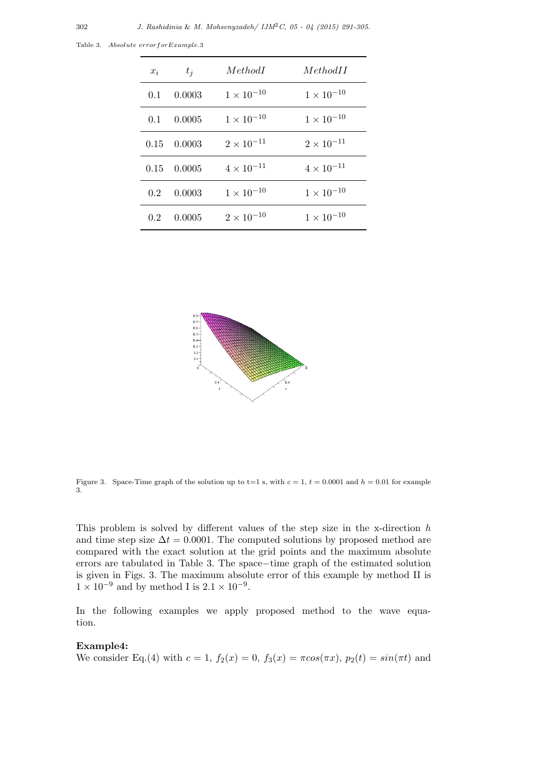Table 3. *Absolute error for Example.3*

| $x_i$ | $t_j$ | $Method I$ | $Method II$ |
|---|---|---|---|
| 0.1 | 0.0003 | $1 \times 10^{-10}$ | $1 \times 10^{-10}$ |
| 0.1 | 0.0005 | $1 \times 10^{-10}$ | $1 \times 10^{-10}$ |
| 0.15 | 0.0003 | $2 \times 10^{-11}$ | $2 \times 10^{-11}$ |
| 0.15 | 0.0005 | $4 \times 10^{-11}$ | $4 \times 10^{-11}$ |
| 0.2 | 0.0003 | $1 \times 10^{-10}$ | $1 \times 10^{-10}$ |
| 0.2 | 0.0005 | $2 \times 10^{-10}$ | $1 \times 10^{-10}$ |

Figure 3. Space-Time graph of the solution up to t=1 s, with $c = 1$, $t = 0.0001$ and $h = 0.01$ for example 3.

This problem is solved by different values of the step size in the x-direction $h$ and time step size $\Delta t = 0.0001$. The computed solutions by proposed method are compared with the exact solution at the grid points and the maximum absolute errors are tabulated in Table 3. The space−time graph of the estimated solution is given in Figs. 3. The maximum absolute error of this example by method II is $1 \times 10^{-9}$ and by method I is $2.1 \times 10^{-9}$.

In the following examples we apply proposed method to the wave equation.

**Example4:**
We consider Eq.(4) with $c = 1$, $f_2(x) = 0$, $f_3(x) = \pi cos(\pi x)$, $p_2(t) = sin(\pi t)$ and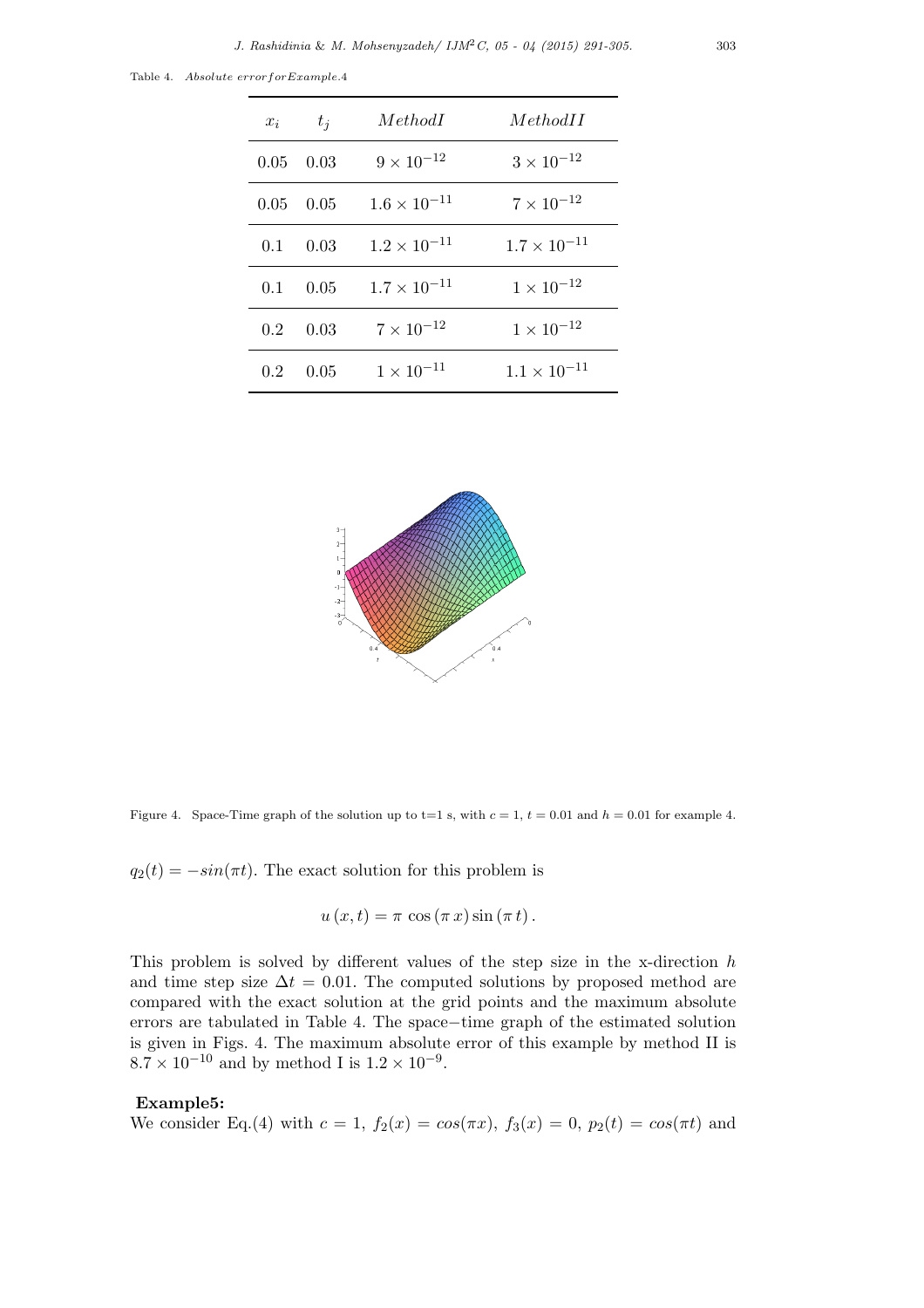Table 4. *Absolute error for Example.4*

| $x_i$ | $t_j$ | $MethodI$ | $MethodII$ |
|---|---|---|---|
| 0.05 | 0.03 | $9 \times 10^{-12}$ | $3 \times 10^{-12}$ |
| 0.05 | 0.05 | $1.6 \times 10^{-11}$ | $7 \times 10^{-12}$ |
| 0.1 | 0.03 | $1.2 \times 10^{-11}$ | $1.7 \times 10^{-11}$ |
| 0.1 | 0.05 | $1.7 \times 10^{-11}$ | $1 \times 10^{-12}$ |
| 0.2 | 0.03 | $7 \times 10^{-12}$ | $1 \times 10^{-12}$ |
| 0.2 | 0.05 | $1 \times 10^{-11}$ | $1.1 \times 10^{-11}$ |

Figure 4. Space-Time graph of the solution up to t=1 s, with $c = 1$, $t = 0.01$ and $h = 0.01$ for example 4.

$q_2(t) = -sin(\pi t)$. The exact solution for this problem is

$$u(x,t) = \pi \cos(\pi x) \sin(\pi t).$$

This problem is solved by different values of the step size in the x-direction $h$ and time step size $\Delta t = 0.01$. The computed solutions by proposed method are compared with the exact solution at the grid points and the maximum absolute errors are tabulated in Table 4. The space−time graph of the estimated solution is given in Figs. 4. The maximum absolute error of this example by method II is $8.7 \times 10^{-10}$ and by method I is $1.2 \times 10^{-9}$.

**Example5:**

We consider Eq.(4) with $c = 1$, $f_2(x) = cos(\pi x)$, $f_3(x) = 0$, $p_2(t) = cos(\pi t)$ and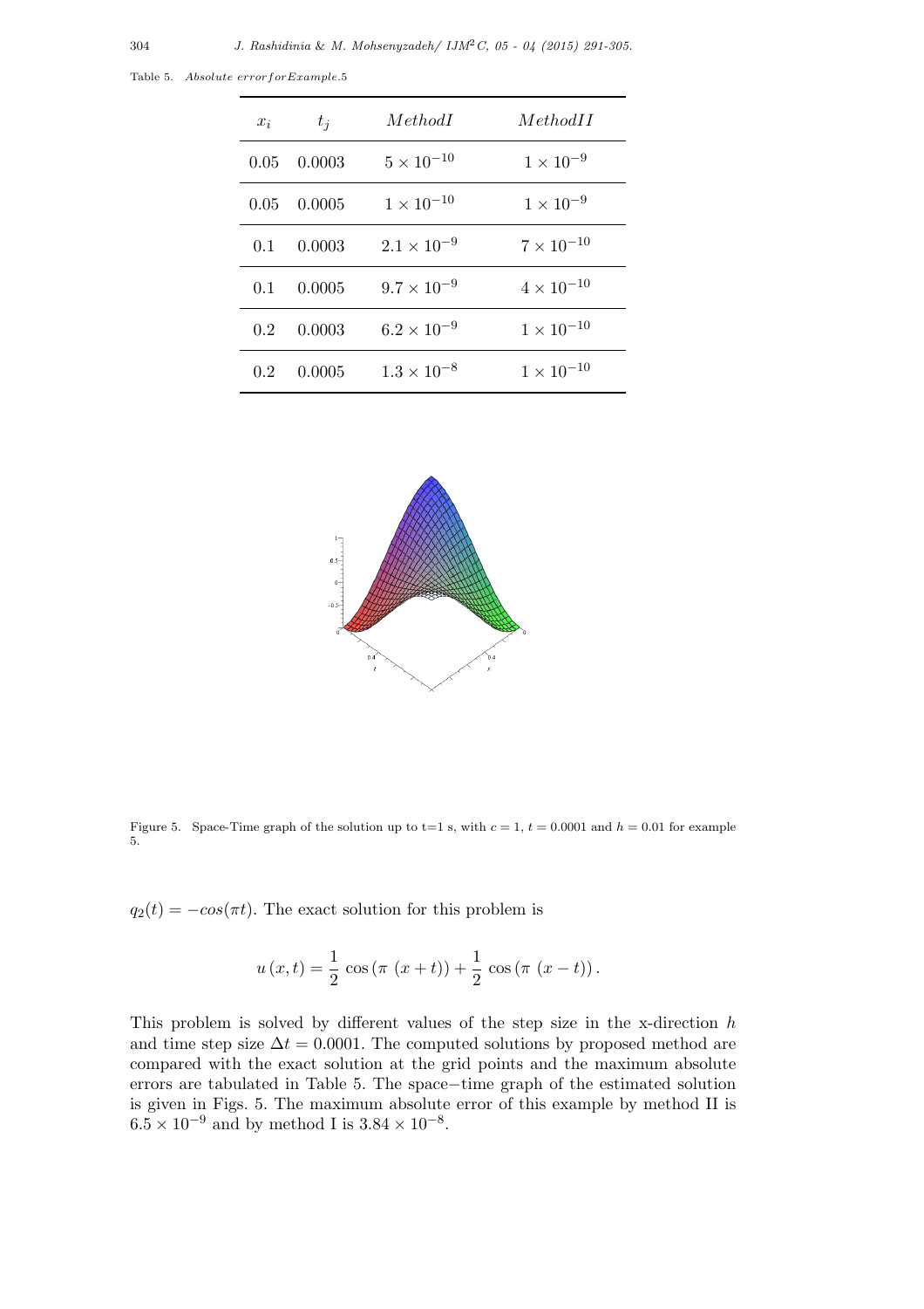Table 5. *Absolute error for Example.5*

| $x_i$ | $t_j$ | $MethodI$ | $MethodII$ |
|---|---|---|---|
| 0.05 | 0.0003 | $5 \times 10^{-10}$ | $1 \times 10^{-9}$ |
| 0.05 | 0.0005 | $1 \times 10^{-10}$ | $1 \times 10^{-9}$ |
| 0.1 | 0.0003 | $2.1 \times 10^{-9}$ | $7 \times 10^{-10}$ |
| 0.1 | 0.0005 | $9.7 \times 10^{-9}$ | $4 \times 10^{-10}$ |
| 0.2 | 0.0003 | $6.2 \times 10^{-9}$ | $1 \times 10^{-10}$ |
| 0.2 | 0.0005 | $1.3 \times 10^{-8}$ | $1 \times 10^{-10}$ |

Figure 5. Space-Time graph of the solution up to t=1 s, with $c = 1$, $t = 0.0001$ and $h = 0.01$ for example 5.

$q_2(t) = -cos(\pi t)$. The exact solution for this problem is

$$u\left(x,t\right) = \frac{1}{2}\,\cos\left(\pi\,\left(x+t\right)\right) + \frac{1}{2}\,\cos\left(\pi\,\left(x-t\right)\right).$$

This problem is solved by different values of the step size in the x-direction $h$ and time step size $\Delta t = 0.0001$. The computed solutions by proposed method are compared with the exact solution at the grid points and the maximum absolute errors are tabulated in Table 5. The space−time graph of the estimated solution is given in Figs. 5. The maximum absolute error of this example by method II is $6.5 \times 10^{-9}$ and by method I is $3.84 \times 10^{-8}$.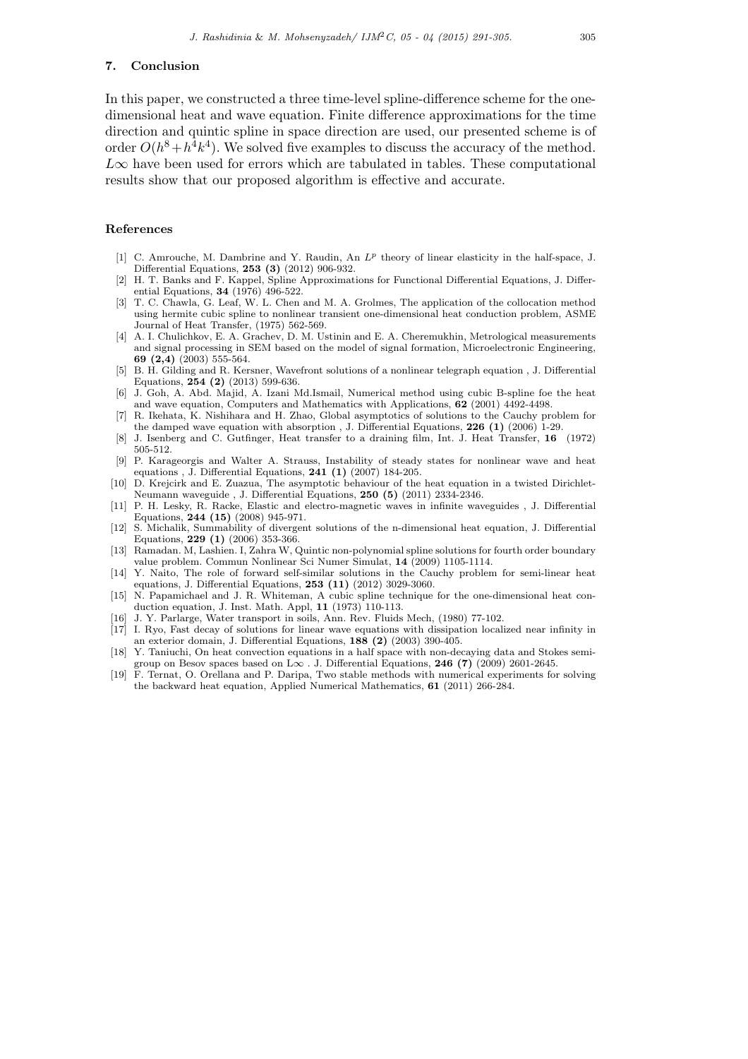## 7. Conclusion

In this paper, we constructed a three time-level spline-difference scheme for the one-dimensional heat and wave equation. Finite difference approximations for the time direction and quintic spline in space direction are used, our presented scheme is of order $O(h^8+h^4k^4)$. We solved five examples to discuss the accuracy of the method. $L\infty$ have been used for errors which are tabulated in tables. These computational results show that our proposed algorithm is effective and accurate.

## References

[1] C. Amrouche, M. Dambrine and Y. Raudin, An $L^p$ theory of linear elasticity in the half-space, J. Differential Equations, **253 (3)** (2012) 906-932.

[2] H. T. Banks and F. Kappel, Spline Approximations for Functional Differential Equations, J. Differential Equations, **34** (1976) 496-522.

[3] T. C. Chawla, G. Leaf, W. L. Chen and M. A. Grolmes, The application of the collocation method using hermite cubic spline to nonlinear transient one-dimensional heat conduction problem, ASME Journal of Heat Transfer, (1975) 562-569.

[4] A. I. Chulichkov, E. A. Grachev, D. M. Ustinin and E. A. Cheremukhin, Metrological measurements and signal processing in SEM based on the model of signal formation, Microelectronic Engineering, **69 (2,4)** (2003) 555-564.

[5] B. H. Gilding and R. Kersner, Wavefront solutions of a nonlinear telegraph equation , J. Differential Equations, **254 (2)** (2013) 599-636.

[6] J. Goh, A. Abd. Majid, A. Izani Md.Ismail, Numerical method using cubic B-spline foe the heat and wave equation, Computers and Mathematics with Applications, **62** (2001) 4492-4498.

[7] R. Ikehata, K. Nishihara and H. Zhao, Global asymptotics of solutions to the Cauchy problem for the damped wave equation with absorption , J. Differential Equations, **226 (1)** (2006) 1-29.

[8] J. Isenberg and C. Gutfinger, Heat transfer to a draining film, Int. J. Heat Transfer, **16** (1972) 505-512.

[9] P. Karageorgis and Walter A. Strauss, Instability of steady states for nonlinear wave and heat equations , J. Differential Equations, **241 (1)** (2007) 184-205.

[10] D. Krejcirk and E. Zuazua, The asymptotic behaviour of the heat equation in a twisted Dirichlet-Neumann waveguide , J. Differential Equations, **250 (5)** (2011) 2334-2346.

[11] P. H. Lesky, R. Racke, Elastic and electro-magnetic waves in infinite waveguides , J. Differential Equations, **244 (15)** (2008) 945-971.

[12] S. Michalik, Summability of divergent solutions of the n-dimensional heat equation, J. Differential Equations, **229 (1)** (2006) 353-366.

[13] Ramadan. M, Lashien. I, Zahra W, Quintic non-polynomial spline solutions for fourth order boundary value problem. Commun Nonlinear Sci Numer Simulat, **14** (2009) 1105-1114.

[14] Y. Naito, The role of forward self-similar solutions in the Cauchy problem for semi-linear heat equations, J. Differential Equations, **253 (11)** (2012) 3029-3060.

[15] N. Papamichael and J. R. Whiteman, A cubic spline technique for the one-dimensional heat conduction equation, J. Inst. Math. Appl, **11** (1973) 110-113.

[16] J. Y. Parlarge, Water transport in soils, Ann. Rev. Fluids Mech, (1980) 77-102.

[17] I. Ryo, Fast decay of solutions for linear wave equations with dissipation localized near infinity in an exterior domain, J. Differential Equations, **188 (2)** (2003) 390-405.

[18] Y. Taniuchi, On heat convection equations in a half space with non-decaying data and Stokes semi-group on Besov spaces based on $L\infty$ . J. Differential Equations, **246 (7)** (2009) 2601-2645.

[19] F. Ternat, O. Orellana and P. Daripa, Two stable methods with numerical experiments for solving the backward heat equation, Applied Numerical Mathematics, **61** (2011) 266-284.